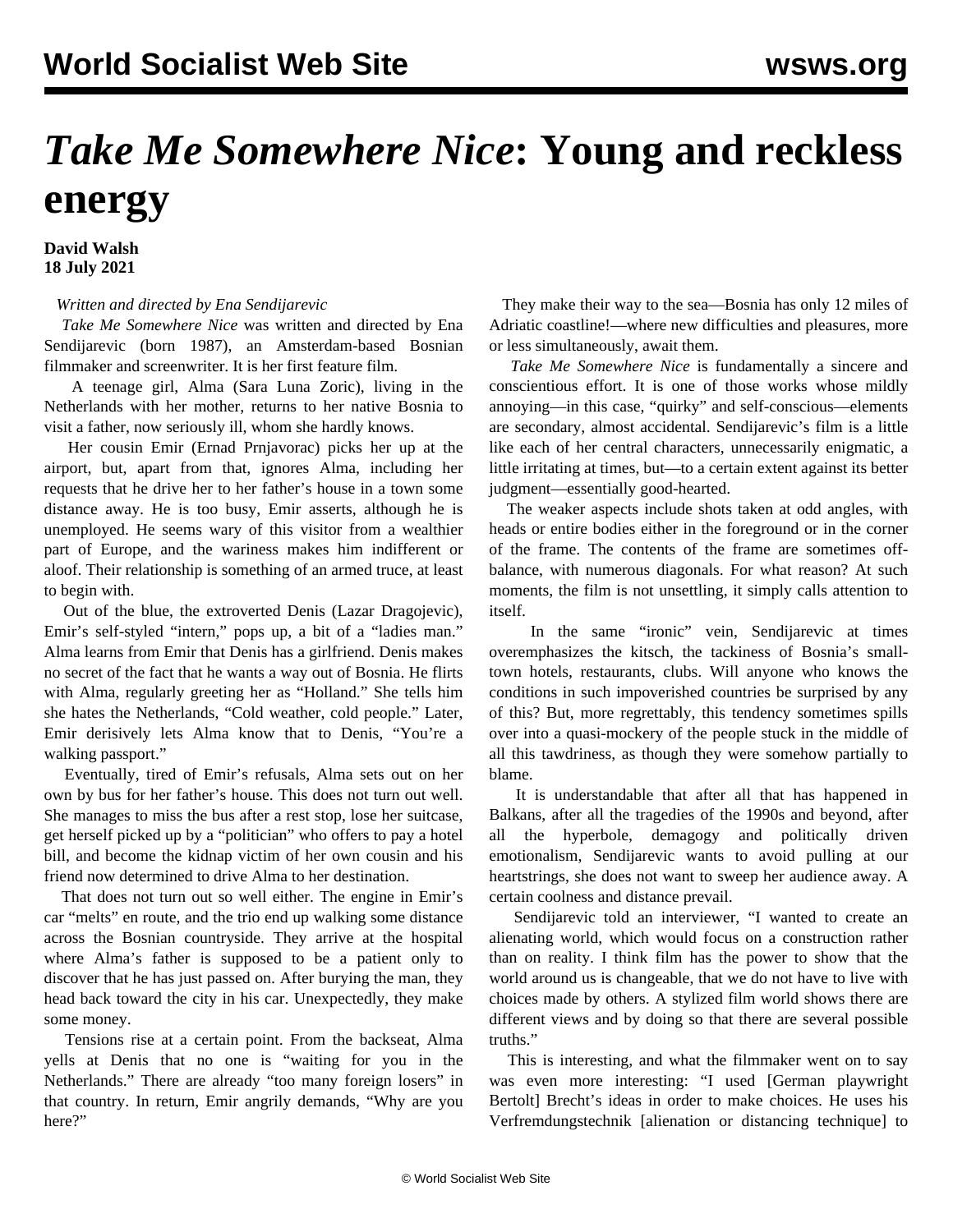# *Take Me Somewhere Nice*: Young and reckless energy

**David Walsh**
**18 July 2021**

*Written and directed by Ena Sendijarevic*

*Take Me Somewhere Nice* was written and directed by Ena Sendijarevic (born 1987), an Amsterdam-based Bosnian filmmaker and screenwriter. It is her first feature film.

A teenage girl, Alma (Sara Luna Zoric), living in the Netherlands with her mother, returns to her native Bosnia to visit a father, now seriously ill, whom she hardly knows.

Her cousin Emir (Ernad Prnjavorac) picks her up at the airport, but, apart from that, ignores Alma, including her requests that he drive her to her father's house in a town some distance away. He is too busy, Emir asserts, although he is unemployed. He seems wary of this visitor from a wealthier part of Europe, and the wariness makes him indifferent or aloof. Their relationship is something of an armed truce, at least to begin with.

Out of the blue, the extroverted Denis (Lazar Dragojevic), Emir's self-styled "intern," pops up, a bit of a "ladies man." Alma learns from Emir that Denis has a girlfriend. Denis makes no secret of the fact that he wants a way out of Bosnia. He flirts with Alma, regularly greeting her as "Holland." She tells him she hates the Netherlands, "Cold weather, cold people." Later, Emir derisively lets Alma know that to Denis, "You're a walking passport."

Eventually, tired of Emir's refusals, Alma sets out on her own by bus for her father's house. This does not turn out well. She manages to miss the bus after a rest stop, lose her suitcase, get herself picked up by a "politician" who offers to pay a hotel bill, and become the kidnap victim of her own cousin and his friend now determined to drive Alma to her destination.

That does not turn out so well either. The engine in Emir's car "melts" en route, and the trio end up walking some distance across the Bosnian countryside. They arrive at the hospital where Alma's father is supposed to be a patient only to discover that he has just passed on. After burying the man, they head back toward the city in his car. Unexpectedly, they make some money.

Tensions rise at a certain point. From the backseat, Alma yells at Denis that no one is "waiting for you in the Netherlands." There are already "too many foreign losers" in that country. In return, Emir angrily demands, "Why are you here?"

They make their way to the sea—Bosnia has only 12 miles of Adriatic coastline!—where new difficulties and pleasures, more or less simultaneously, await them.

*Take Me Somewhere Nice* is fundamentally a sincere and conscientious effort. It is one of those works whose mildly annoying—in this case, "quirky" and self-conscious—elements are secondary, almost accidental. Sendijarevic's film is a little like each of her central characters, unnecessarily enigmatic, a little irritating at times, but—to a certain extent against its better judgment—essentially good-hearted.

The weaker aspects include shots taken at odd angles, with heads or entire bodies either in the foreground or in the corner of the frame. The contents of the frame are sometimes off-balance, with numerous diagonals. For what reason? At such moments, the film is not unsettling, it simply calls attention to itself.

In the same "ironic" vein, Sendijarevic at times overemphasizes the kitsch, the tackiness of Bosnia's small-town hotels, restaurants, clubs. Will anyone who knows the conditions in such impoverished countries be surprised by any of this? But, more regrettably, this tendency sometimes spills over into a quasi-mockery of the people stuck in the middle of all this tawdriness, as though they were somehow partially to blame.

It is understandable that after all that has happened in Balkans, after all the tragedies of the 1990s and beyond, after all the hyperbole, demagogy and politically driven emotionalism, Sendijarevic wants to avoid pulling at our heartstrings, she does not want to sweep her audience away. A certain coolness and distance prevail.

Sendijarevic told an interviewer, "I wanted to create an alienating world, which would focus on a construction rather than on reality. I think film has the power to show that the world around us is changeable, that we do not have to live with choices made by others. A stylized film world shows there are different views and by doing so that there are several possible truths."

This is interesting, and what the filmmaker went on to say was even more interesting: "I used [German playwright Bertolt] Brecht's ideas in order to make choices. He uses his Verfremdungstechnik [alienation or distancing technique] to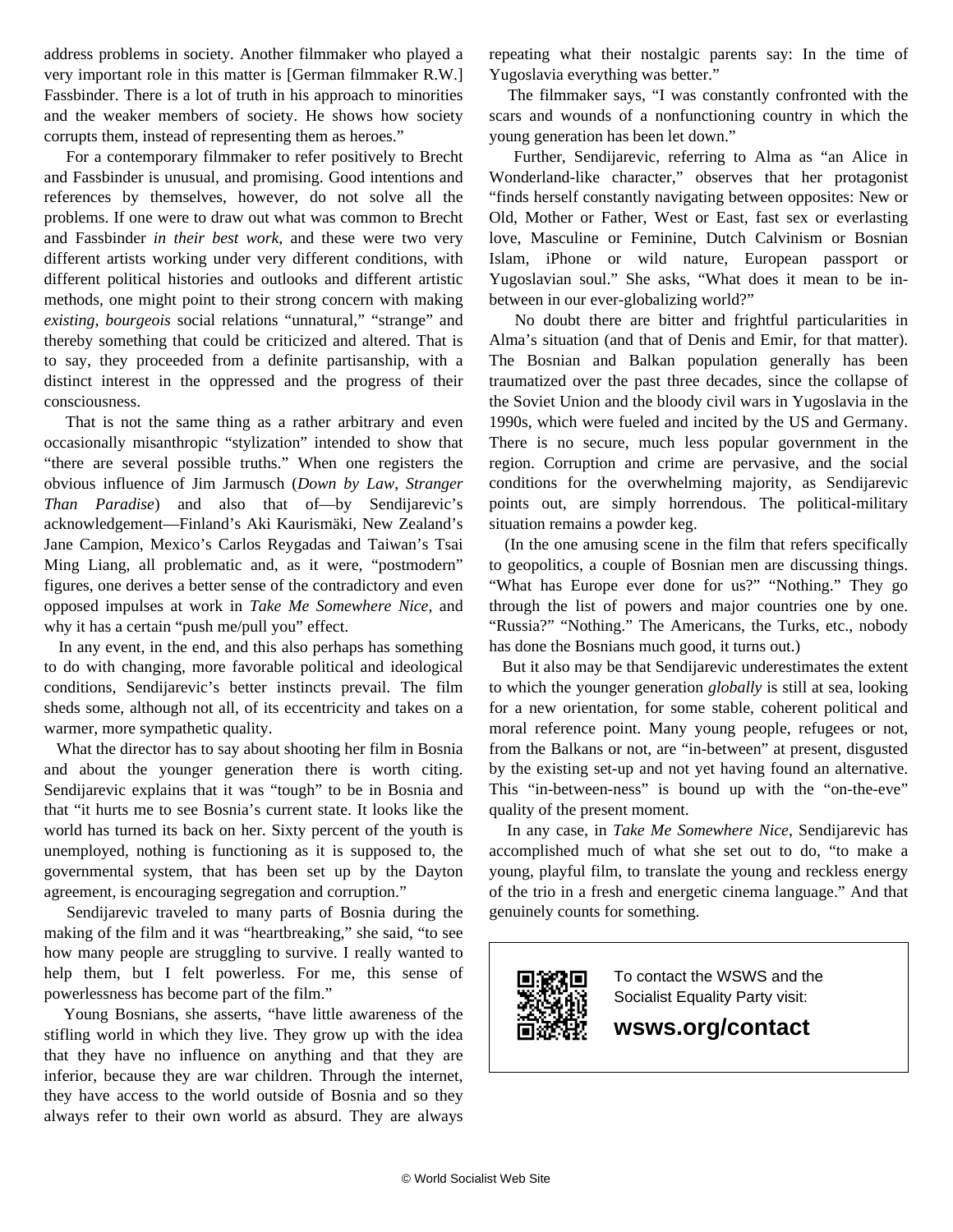address problems in society. Another filmmaker who played a very important role in this matter is [German filmmaker R.W.] Fassbinder. There is a lot of truth in his approach to minorities and the weaker members of society. He shows how society corrupts them, instead of representing them as heroes."

For a contemporary filmmaker to refer positively to Brecht and Fassbinder is unusual, and promising. Good intentions and references by themselves, however, do not solve all the problems. If one were to draw out what was common to Brecht and Fassbinder *in their best work*, and these were two very different artists working under very different conditions, with different political histories and outlooks and different artistic methods, one might point to their strong concern with making *existing, bourgeois* social relations "unnatural," "strange" and thereby something that could be criticized and altered. That is to say, they proceeded from a definite partisanship, with a distinct interest in the oppressed and the progress of their consciousness.

That is not the same thing as a rather arbitrary and even occasionally misanthropic "stylization" intended to show that "there are several possible truths." When one registers the obvious influence of Jim Jarmusch (*Down by Law*, *Stranger Than Paradise*) and also that of—by Sendijarevic's acknowledgement—Finland's Aki Kaurismäki, New Zealand's Jane Campion, Mexico's Carlos Reygadas and Taiwan's Tsai Ming Liang, all problematic and, as it were, "postmodern" figures, one derives a better sense of the contradictory and even opposed impulses at work in *Take Me Somewhere Nice*, and why it has a certain "push me/pull you" effect.

In any event, in the end, and this also perhaps has something to do with changing, more favorable political and ideological conditions, Sendijarevic's better instincts prevail. The film sheds some, although not all, of its eccentricity and takes on a warmer, more sympathetic quality.

What the director has to say about shooting her film in Bosnia and about the younger generation there is worth citing. Sendijarevic explains that it was "tough" to be in Bosnia and that "it hurts me to see Bosnia's current state. It looks like the world has turned its back on her. Sixty percent of the youth is unemployed, nothing is functioning as it is supposed to, the governmental system, that has been set up by the Dayton agreement, is encouraging segregation and corruption."

Sendijarevic traveled to many parts of Bosnia during the making of the film and it was "heartbreaking," she said, "to see how many people are struggling to survive. I really wanted to help them, but I felt powerless. For me, this sense of powerlessness has become part of the film."

Young Bosnians, she asserts, "have little awareness of the stifling world in which they live. They grow up with the idea that they have no influence on anything and that they are inferior, because they are war children. Through the internet, they have access to the world outside of Bosnia and so they always refer to their own world as absurd. They are always repeating what their nostalgic parents say: In the time of Yugoslavia everything was better."

The filmmaker says, "I was constantly confronted with the scars and wounds of a nonfunctioning country in which the young generation has been let down."

Further, Sendijarevic, referring to Alma as "an Alice in Wonderland-like character," observes that her protagonist "finds herself constantly navigating between opposites: New or Old, Mother or Father, West or East, fast sex or everlasting love, Masculine or Feminine, Dutch Calvinism or Bosnian Islam, iPhone or wild nature, European passport or Yugoslavian soul." She asks, "What does it mean to be in-between in our ever-globalizing world?"

No doubt there are bitter and frightful particularities in Alma's situation (and that of Denis and Emir, for that matter). The Bosnian and Balkan population generally has been traumatized over the past three decades, since the collapse of the Soviet Union and the bloody civil wars in Yugoslavia in the 1990s, which were fueled and incited by the US and Germany. There is no secure, much less popular government in the region. Corruption and crime are pervasive, and the social conditions for the overwhelming majority, as Sendijarevic points out, are simply horrendous. The political-military situation remains a powder keg.

(In the one amusing scene in the film that refers specifically to geopolitics, a couple of Bosnian men are discussing things. "What has Europe ever done for us?" "Nothing." They go through the list of powers and major countries one by one. "Russia?" "Nothing." The Americans, the Turks, etc., nobody has done the Bosnians much good, it turns out.)

But it also may be that Sendijarevic underestimates the extent to which the younger generation *globally* is still at sea, looking for a new orientation, for some stable, coherent political and moral reference point. Many young people, refugees or not, from the Balkans or not, are "in-between" at present, disgusted by the existing set-up and not yet having found an alternative. This "in-between-ness" is bound up with the "on-the-eve" quality of the present moment.

In any case, in *Take Me Somewhere Nice*, Sendijarevic has accomplished much of what she set out to do, "to make a young, playful film, to translate the young and reckless energy of the trio in a fresh and energetic cinema language." And that genuinely counts for something.

To contact the WSWS and the Socialist Equality Party visit:

**wsws.org/contact**